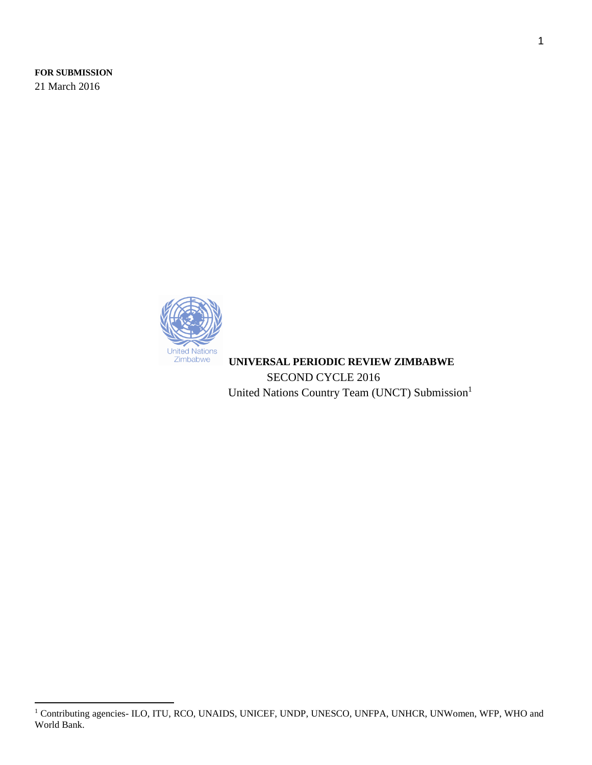**FOR SUBMISSION**

21 March 2016

United Nations
Zimbabwe

**UNIVERSAL PERIODIC REVIEW ZIMBABWE**

SECOND CYCLE 2016

United Nations Country Team (UNCT) Submission[1]

---

[1] Contributing agencies- ILO, ITU, RCO, UNAIDS, UNICEF, UNDP, UNESCO, UNFPA, UNHCR, UNWomen, WFP, WHO and World Bank.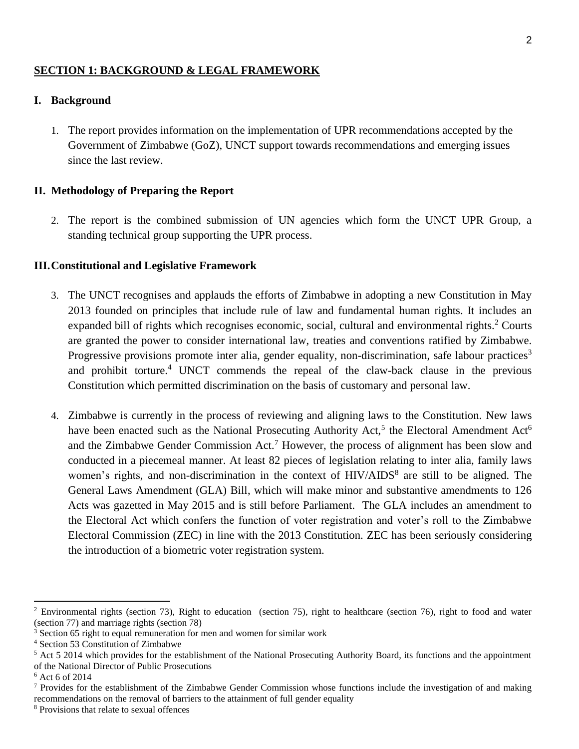## SECTION 1: BACKGROUND & LEGAL FRAMEWORK

### I. Background

1. The report provides information on the implementation of UPR recommendations accepted by the Government of Zimbabwe (GoZ), UNCT support towards recommendations and emerging issues since the last review.

### II. Methodology of Preparing the Report

2. The report is the combined submission of UN agencies which form the UNCT UPR Group, a standing technical group supporting the UPR process.

### III. Constitutional and Legislative Framework

3. The UNCT recognises and applauds the efforts of Zimbabwe in adopting a new Constitution in May 2013 founded on principles that include rule of law and fundamental human rights. It includes an expanded bill of rights which recognises economic, social, cultural and environmental rights.[2] Courts are granted the power to consider international law, treaties and conventions ratified by Zimbabwe. Progressive provisions promote inter alia, gender equality, non-discrimination, safe labour practices[3] and prohibit torture.[4] UNCT commends the repeal of the claw-back clause in the previous Constitution which permitted discrimination on the basis of customary and personal law.

4. Zimbabwe is currently in the process of reviewing and aligning laws to the Constitution. New laws have been enacted such as the National Prosecuting Authority Act,[5] the Electoral Amendment Act[6] and the Zimbabwe Gender Commission Act.[7] However, the process of alignment has been slow and conducted in a piecemeal manner. At least 82 pieces of legislation relating to inter alia, family laws women's rights, and non-discrimination in the context of HIV/AIDS[8] are still to be aligned. The General Laws Amendment (GLA) Bill, which will make minor and substantive amendments to 126 Acts was gazetted in May 2015 and is still before Parliament. The GLA includes an amendment to the Electoral Act which confers the function of voter registration and voter's roll to the Zimbabwe Electoral Commission (ZEC) in line with the 2013 Constitution. ZEC has been seriously considering the introduction of a biometric voter registration system.

---

[2] Environmental rights (section 73), Right to education (section 75), right to healthcare (section 76), right to food and water (section 77) and marriage rights (section 78)

[3] Section 65 right to equal remuneration for men and women for similar work

[4] Section 53 Constitution of Zimbabwe

[5] Act 5 2014 which provides for the establishment of the National Prosecuting Authority Board, its functions and the appointment of the National Director of Public Prosecutions

[6] Act 6 of 2014

[7] Provides for the establishment of the Zimbabwe Gender Commission whose functions include the investigation of and making recommendations on the removal of barriers to the attainment of full gender equality

[8] Provisions that relate to sexual offences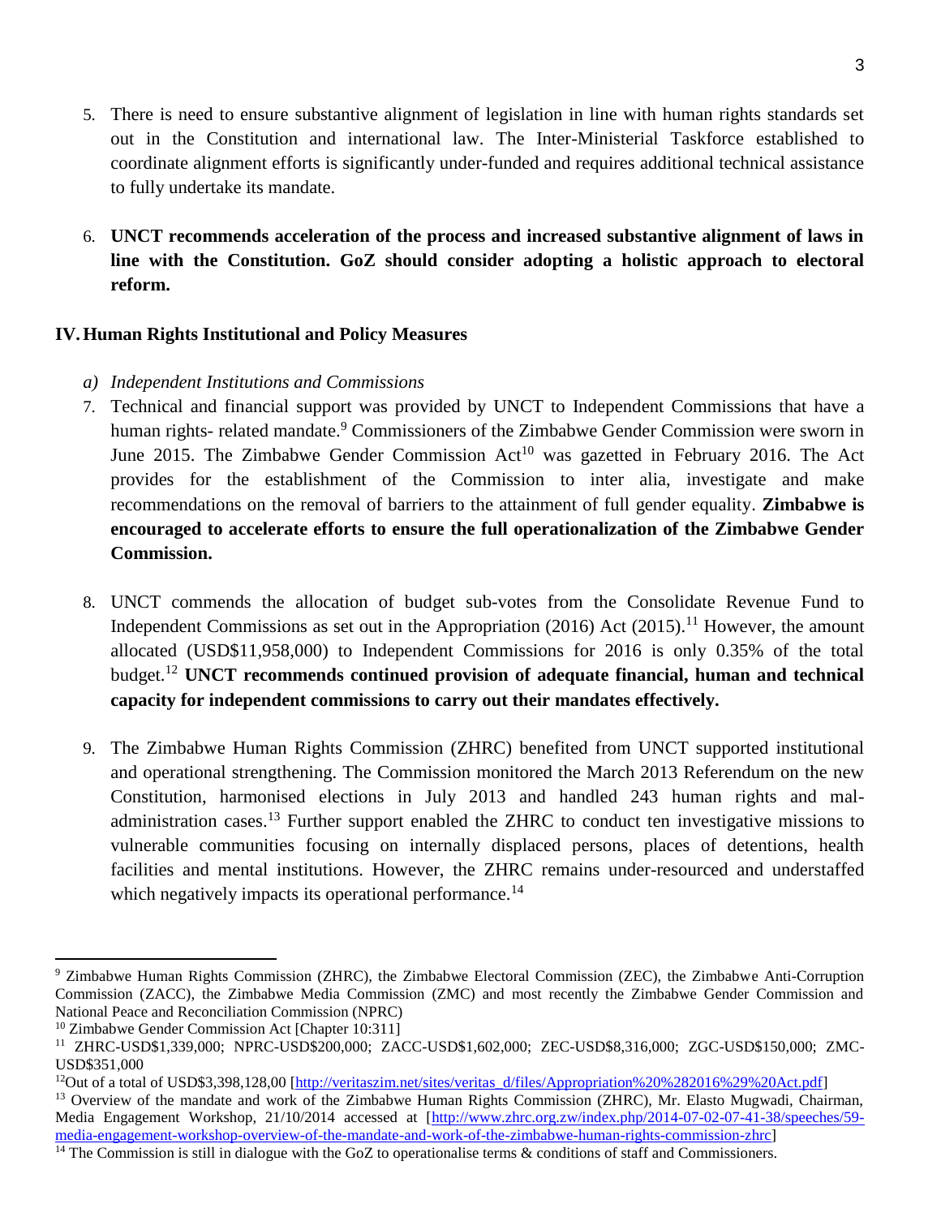5. There is need to ensure substantive alignment of legislation in line with human rights standards set out in the Constitution and international law. The Inter-Ministerial Taskforce established to coordinate alignment efforts is significantly under-funded and requires additional technical assistance to fully undertake its mandate.

6. **UNCT recommends acceleration of the process and increased substantive alignment of laws in line with the Constitution. GoZ should consider adopting a holistic approach to electoral reform.**

## IV. Human Rights Institutional and Policy Measures

*a) Independent Institutions and Commissions*

7. Technical and financial support was provided by UNCT to Independent Commissions that have a human rights- related mandate.[9] Commissioners of the Zimbabwe Gender Commission were sworn in June 2015. The Zimbabwe Gender Commission Act[10] was gazetted in February 2016. The Act provides for the establishment of the Commission to inter alia, investigate and make recommendations on the removal of barriers to the attainment of full gender equality. **Zimbabwe is encouraged to accelerate efforts to ensure the full operationalization of the Zimbabwe Gender Commission.**

8. UNCT commends the allocation of budget sub-votes from the Consolidate Revenue Fund to Independent Commissions as set out in the Appropriation (2016) Act (2015).[11] However, the amount allocated (USD$11,958,000) to Independent Commissions for 2016 is only 0.35% of the total budget.[12] **UNCT recommends continued provision of adequate financial, human and technical capacity for independent commissions to carry out their mandates effectively.**

9. The Zimbabwe Human Rights Commission (ZHRC) benefited from UNCT supported institutional and operational strengthening. The Commission monitored the March 2013 Referendum on the new Constitution, harmonised elections in July 2013 and handled 243 human rights and mal-administration cases.[13] Further support enabled the ZHRC to conduct ten investigative missions to vulnerable communities focusing on internally displaced persons, places of detentions, health facilities and mental institutions. However, the ZHRC remains under-resourced and understaffed which negatively impacts its operational performance.[14]

---

[9] Zimbabwe Human Rights Commission (ZHRC), the Zimbabwe Electoral Commission (ZEC), the Zimbabwe Anti-Corruption Commission (ZACC), the Zimbabwe Media Commission (ZMC) and most recently the Zimbabwe Gender Commission and National Peace and Reconciliation Commission (NPRC)

[10] Zimbabwe Gender Commission Act [Chapter 10:311]

[11] ZHRC-USD$1,339,000; NPRC-USD$200,000; ZACC-USD$1,602,000; ZEC-USD$8,316,000; ZGC-USD$150,000; ZMC-USD$351,000

[12] Out of a total of USD$3,398,128,00 [http://veritaszim.net/sites/veritas_d/files/Appropriation%20%282016%29%20Act.pdf]

[13] Overview of the mandate and work of the Zimbabwe Human Rights Commission (ZHRC), Mr. Elasto Mugwadi, Chairman, Media Engagement Workshop, 21/10/2014 accessed at [http://www.zhrc.org.zw/index.php/2014-07-02-07-41-38/speeches/59-media-engagement-workshop-overview-of-the-mandate-and-work-of-the-zimbabwe-human-rights-commission-zhrc]

[14] The Commission is still in dialogue with the GoZ to operationalise terms & conditions of staff and Commissioners.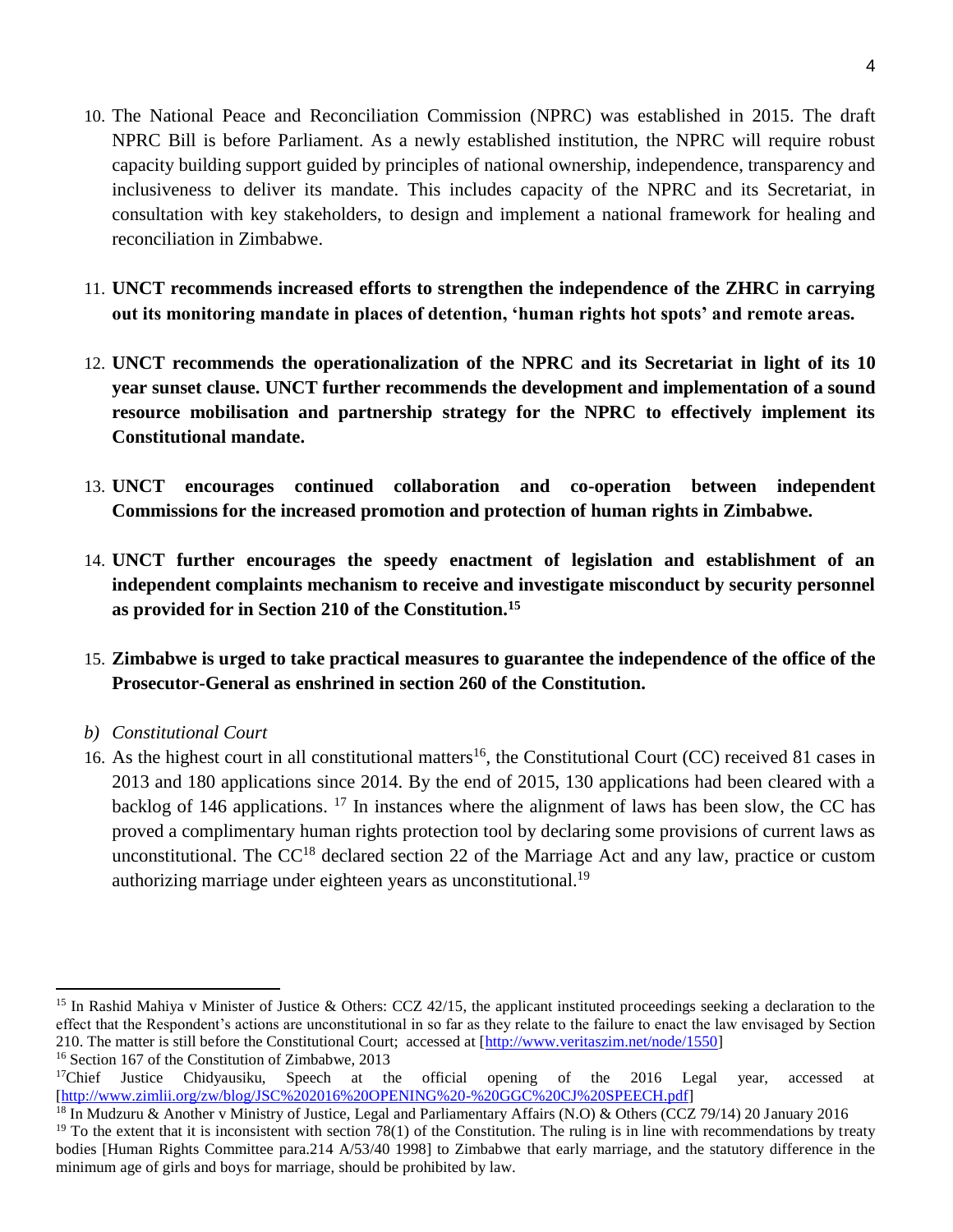10. The National Peace and Reconciliation Commission (NPRC) was established in 2015. The draft NPRC Bill is before Parliament. As a newly established institution, the NPRC will require robust capacity building support guided by principles of national ownership, independence, transparency and inclusiveness to deliver its mandate. This includes capacity of the NPRC and its Secretariat, in consultation with key stakeholders, to design and implement a national framework for healing and reconciliation in Zimbabwe.

11. **UNCT recommends increased efforts to strengthen the independence of the ZHRC in carrying out its monitoring mandate in places of detention, 'human rights hot spots' and remote areas.**

12. **UNCT recommends the operationalization of the NPRC and its Secretariat in light of its 10 year sunset clause. UNCT further recommends the development and implementation of a sound resource mobilisation and partnership strategy for the NPRC to effectively implement its Constitutional mandate.**

13. **UNCT encourages continued collaboration and co-operation between independent Commissions for the increased promotion and protection of human rights in Zimbabwe.**

14. **UNCT further encourages the speedy enactment of legislation and establishment of an independent complaints mechanism to receive and investigate misconduct by security personnel as provided for in Section 210 of the Constitution.[15]**

15. **Zimbabwe is urged to take practical measures to guarantee the independence of the office of the Prosecutor-General as enshrined in section 260 of the Constitution.**

*b) Constitutional Court*

16. As the highest court in all constitutional matters[16], the Constitutional Court (CC) received 81 cases in 2013 and 180 applications since 2014. By the end of 2015, 130 applications had been cleared with a backlog of 146 applications. [17] In instances where the alignment of laws has been slow, the CC has proved a complimentary human rights protection tool by declaring some provisions of current laws as unconstitutional. The CC[18] declared section 22 of the Marriage Act and any law, practice or custom authorizing marriage under eighteen years as unconstitutional.[19]

---

[15] In Rashid Mahiya v Minister of Justice & Others: CCZ 42/15, the applicant instituted proceedings seeking a declaration to the effect that the Respondent's actions are unconstitutional in so far as they relate to the failure to enact the law envisaged by Section 210. The matter is still before the Constitutional Court; accessed at [http://www.veritaszim.net/node/1550]

[16] Section 167 of the Constitution of Zimbabwe, 2013

[17] Chief Justice Chidyausiku, Speech at the official opening of the 2016 Legal year, accessed at [http://www.zimlii.org/zw/blog/JSC%202016%20OPENING%20-%20GGC%20CJ%20SPEECH.pdf]

[18] In Mudzuru & Another v Ministry of Justice, Legal and Parliamentary Affairs (N.O) & Others (CCZ 79/14) 20 January 2016

[19] To the extent that it is inconsistent with section 78(1) of the Constitution. The ruling is in line with recommendations by treaty bodies [Human Rights Committee para.214 A/53/40 1998] to Zimbabwe that early marriage, and the statutory difference in the minimum age of girls and boys for marriage, should be prohibited by law.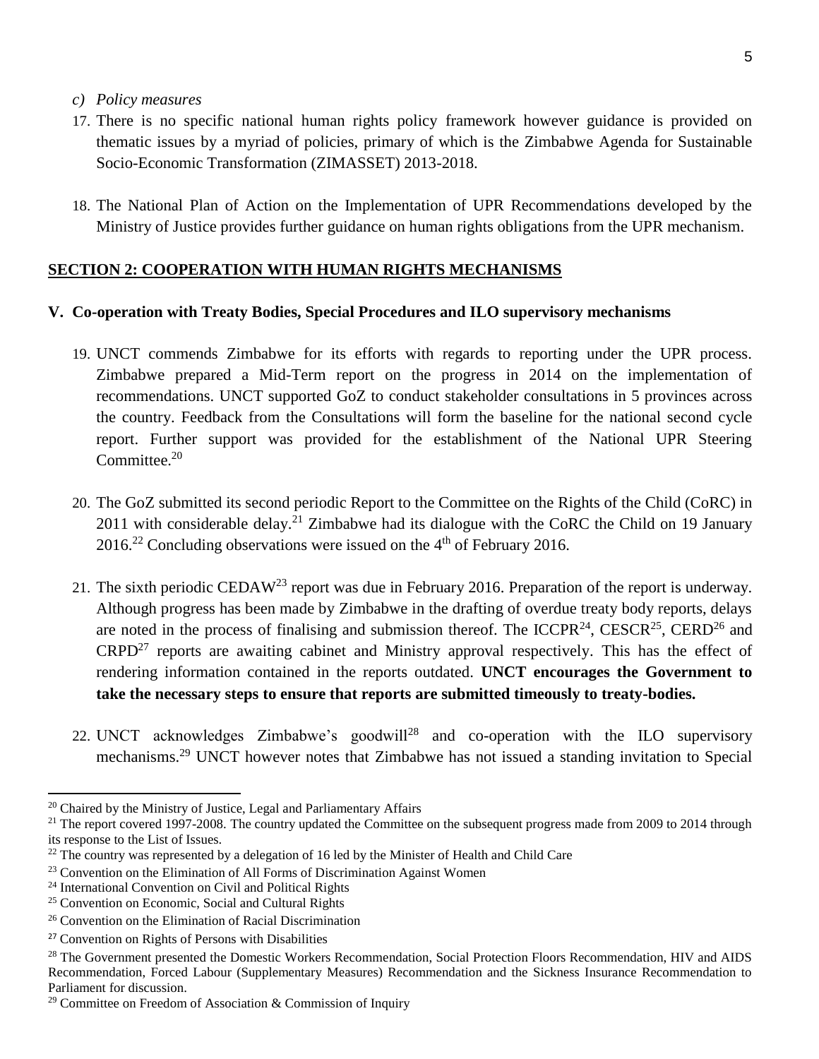*c) Policy measures*

17. There is no specific national human rights policy framework however guidance is provided on thematic issues by a myriad of policies, primary of which is the Zimbabwe Agenda for Sustainable Socio-Economic Transformation (ZIMASSET) 2013-2018.

18. The National Plan of Action on the Implementation of UPR Recommendations developed by the Ministry of Justice provides further guidance on human rights obligations from the UPR mechanism.

## SECTION 2: COOPERATION WITH HUMAN RIGHTS MECHANISMS

### V. Co-operation with Treaty Bodies, Special Procedures and ILO supervisory mechanisms

19. UNCT commends Zimbabwe for its efforts with regards to reporting under the UPR process. Zimbabwe prepared a Mid-Term report on the progress in 2014 on the implementation of recommendations. UNCT supported GoZ to conduct stakeholder consultations in 5 provinces across the country. Feedback from the Consultations will form the baseline for the national second cycle report. Further support was provided for the establishment of the National UPR Steering Committee.[20]

20. The GoZ submitted its second periodic Report to the Committee on the Rights of the Child (CoRC) in 2011 with considerable delay.[21] Zimbabwe had its dialogue with the CoRC the Child on 19 January 2016.[22] Concluding observations were issued on the 4th of February 2016.

21. The sixth periodic CEDAW[23] report was due in February 2016. Preparation of the report is underway. Although progress has been made by Zimbabwe in the drafting of overdue treaty body reports, delays are noted in the process of finalising and submission thereof. The ICCPR[24], CESCR[25], CERD[26] and CRPD[27] reports are awaiting cabinet and Ministry approval respectively. This has the effect of rendering information contained in the reports outdated. **UNCT encourages the Government to take the necessary steps to ensure that reports are submitted timeously to treaty-bodies.**

22. UNCT acknowledges Zimbabwe's goodwill[28] and co-operation with the ILO supervisory mechanisms.[29] UNCT however notes that Zimbabwe has not issued a standing invitation to Special

---

[20] Chaired by the Ministry of Justice, Legal and Parliamentary Affairs

[21] The report covered 1997-2008. The country updated the Committee on the subsequent progress made from 2009 to 2014 through its response to the List of Issues.

[22] The country was represented by a delegation of 16 led by the Minister of Health and Child Care

[23] Convention on the Elimination of All Forms of Discrimination Against Women

[24] International Convention on Civil and Political Rights

[25] Convention on Economic, Social and Cultural Rights

[26] Convention on the Elimination of Racial Discrimination

[27] Convention on Rights of Persons with Disabilities

[28] The Government presented the Domestic Workers Recommendation, Social Protection Floors Recommendation, HIV and AIDS Recommendation, Forced Labour (Supplementary Measures) Recommendation and the Sickness Insurance Recommendation to Parliament for discussion.

[29] Committee on Freedom of Association & Commission of Inquiry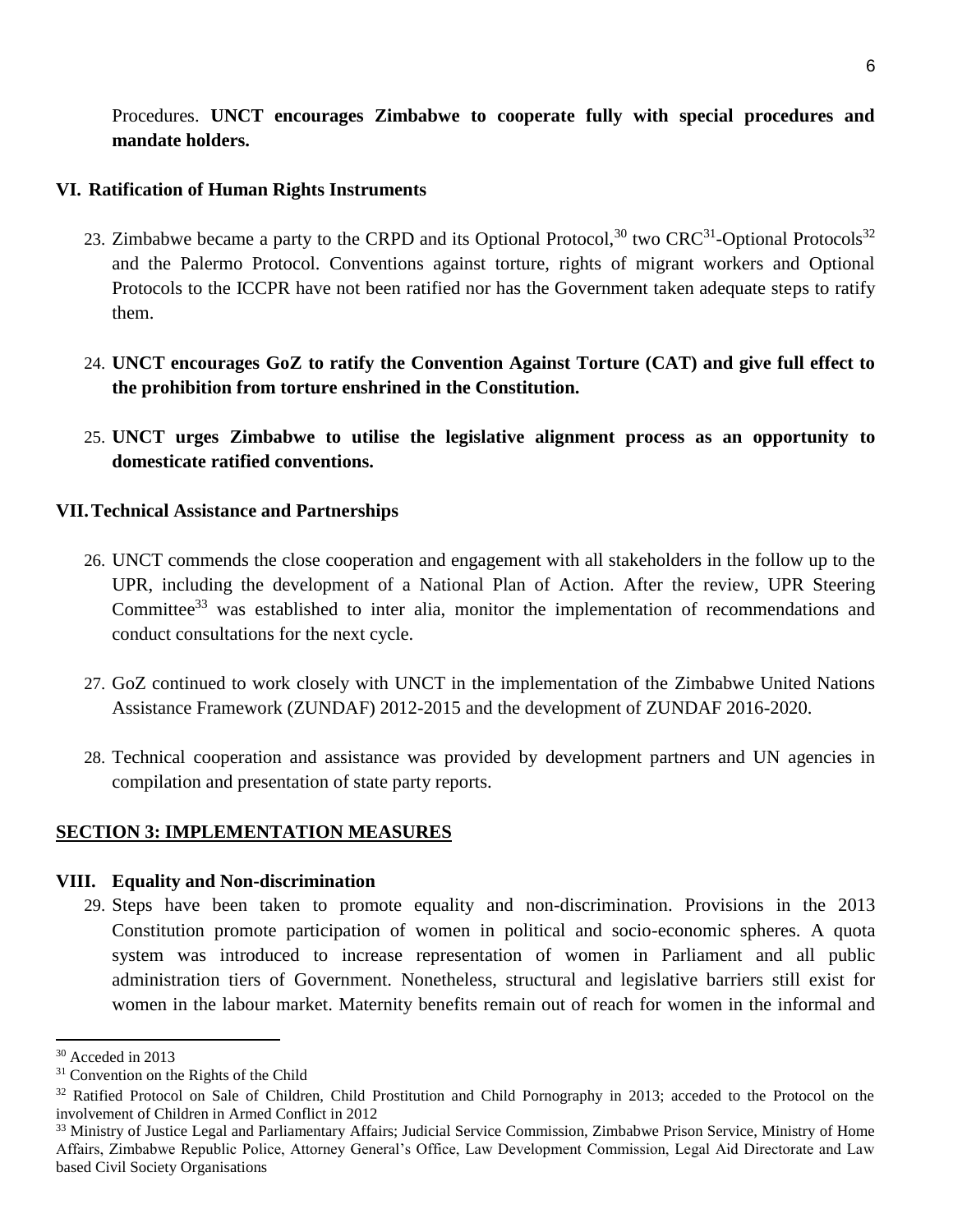Procedures. **UNCT encourages Zimbabwe to cooperate fully with special procedures and mandate holders.**

### VI. Ratification of Human Rights Instruments

23. Zimbabwe became a party to the CRPD and its Optional Protocol,[30] two CRC[31]-Optional Protocols[32] and the Palermo Protocol. Conventions against torture, rights of migrant workers and Optional Protocols to the ICCPR have not been ratified nor has the Government taken adequate steps to ratify them.

24. **UNCT encourages GoZ to ratify the Convention Against Torture (CAT) and give full effect to the prohibition from torture enshrined in the Constitution.**

25. **UNCT urges Zimbabwe to utilise the legislative alignment process as an opportunity to domesticate ratified conventions.**

### VII. Technical Assistance and Partnerships

26. UNCT commends the close cooperation and engagement with all stakeholders in the follow up to the UPR, including the development of a National Plan of Action. After the review, UPR Steering Committee[33] was established to inter alia, monitor the implementation of recommendations and conduct consultations for the next cycle.

27. GoZ continued to work closely with UNCT in the implementation of the Zimbabwe United Nations Assistance Framework (ZUNDAF) 2012-2015 and the development of ZUNDAF 2016-2020.

28. Technical cooperation and assistance was provided by development partners and UN agencies in compilation and presentation of state party reports.

## SECTION 3: IMPLEMENTATION MEASURES

### VIII. Equality and Non-discrimination

29. Steps have been taken to promote equality and non-discrimination. Provisions in the 2013 Constitution promote participation of women in political and socio-economic spheres. A quota system was introduced to increase representation of women in Parliament and all public administration tiers of Government. Nonetheless, structural and legislative barriers still exist for women in the labour market. Maternity benefits remain out of reach for women in the informal and

---

[30] Acceded in 2013

[31] Convention on the Rights of the Child

[32] Ratified Protocol on Sale of Children, Child Prostitution and Child Pornography in 2013; acceded to the Protocol on the involvement of Children in Armed Conflict in 2012

[33] Ministry of Justice Legal and Parliamentary Affairs; Judicial Service Commission, Zimbabwe Prison Service, Ministry of Home Affairs, Zimbabwe Republic Police, Attorney General's Office, Law Development Commission, Legal Aid Directorate and Law based Civil Society Organisations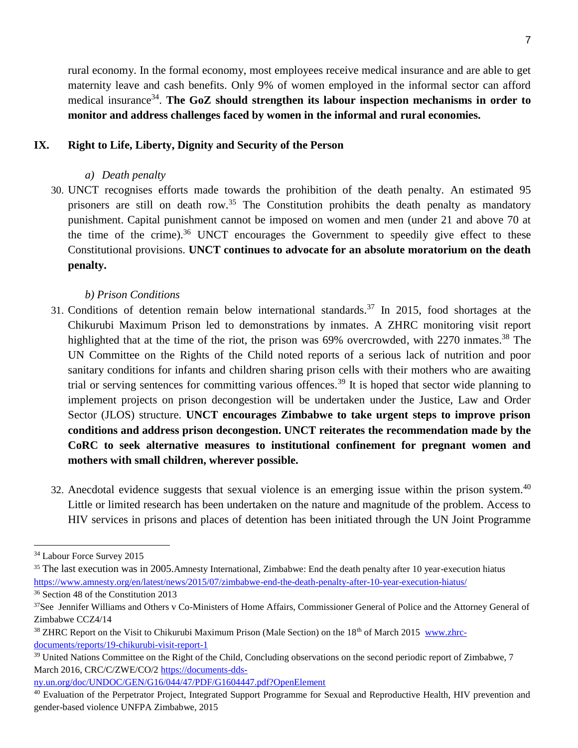rural economy. In the formal economy, most employees receive medical insurance and are able to get maternity leave and cash benefits. Only 9% of women employed in the informal sector can afford medical insurance[34]. **The GoZ should strengthen its labour inspection mechanisms in order to monitor and address challenges faced by women in the informal and rural economies.**

## IX. Right to Life, Liberty, Dignity and Security of the Person

### *a) Death penalty*

30. UNCT recognises efforts made towards the prohibition of the death penalty. An estimated 95 prisoners are still on death row.[35] The Constitution prohibits the death penalty as mandatory punishment. Capital punishment cannot be imposed on women and men (under 21 and above 70 at the time of the crime).[36] UNCT encourages the Government to speedily give effect to these Constitutional provisions. **UNCT continues to advocate for an absolute moratorium on the death penalty.**

### *b) Prison Conditions*

31. Conditions of detention remain below international standards.[37] In 2015, food shortages at the Chikurubi Maximum Prison led to demonstrations by inmates. A ZHRC monitoring visit report highlighted that at the time of the riot, the prison was 69% overcrowded, with 2270 inmates.[38] The UN Committee on the Rights of the Child noted reports of a serious lack of nutrition and poor sanitary conditions for infants and children sharing prison cells with their mothers who are awaiting trial or serving sentences for committing various offences.[39] It is hoped that sector wide planning to implement projects on prison decongestion will be undertaken under the Justice, Law and Order Sector (JLOS) structure. **UNCT encourages Zimbabwe to take urgent steps to improve prison conditions and address prison decongestion. UNCT reiterates the recommendation made by the CoRC to seek alternative measures to institutional confinement for pregnant women and mothers with small children, wherever possible.**

32. Anecdotal evidence suggests that sexual violence is an emerging issue within the prison system.[40] Little or limited research has been undertaken on the nature and magnitude of the problem. Access to HIV services in prisons and places of detention has been initiated through the UN Joint Programme

---

[34] Labour Force Survey 2015

[35] The last execution was in 2005.Amnesty International, Zimbabwe: End the death penalty after 10 year-execution hiatus https://www.amnesty.org/en/latest/news/2015/07/zimbabwe-end-the-death-penalty-after-10-year-execution-hiatus/

[36] Section 48 of the Constitution 2013

[37] See Jennifer Williams and Others v Co-Ministers of Home Affairs, Commissioner General of Police and the Attorney General of Zimbabwe CCZ4/14

[38] ZHRC Report on the Visit to Chikurubi Maximum Prison (Male Section) on the 18th of March 2015 www.zhrc-documents/reports/19-chikurubi-visit-report-1

[39] United Nations Committee on the Right of the Child, Concluding observations on the second periodic report of Zimbabwe, 7 March 2016, CRC/C/ZWE/CO/2 https://documents-dds-ny.un.org/doc/UNDOC/GEN/G16/044/47/PDF/G1604447.pdf?OpenElement

[40] Evaluation of the Perpetrator Project, Integrated Support Programme for Sexual and Reproductive Health, HIV prevention and gender-based violence UNFPA Zimbabwe, 2015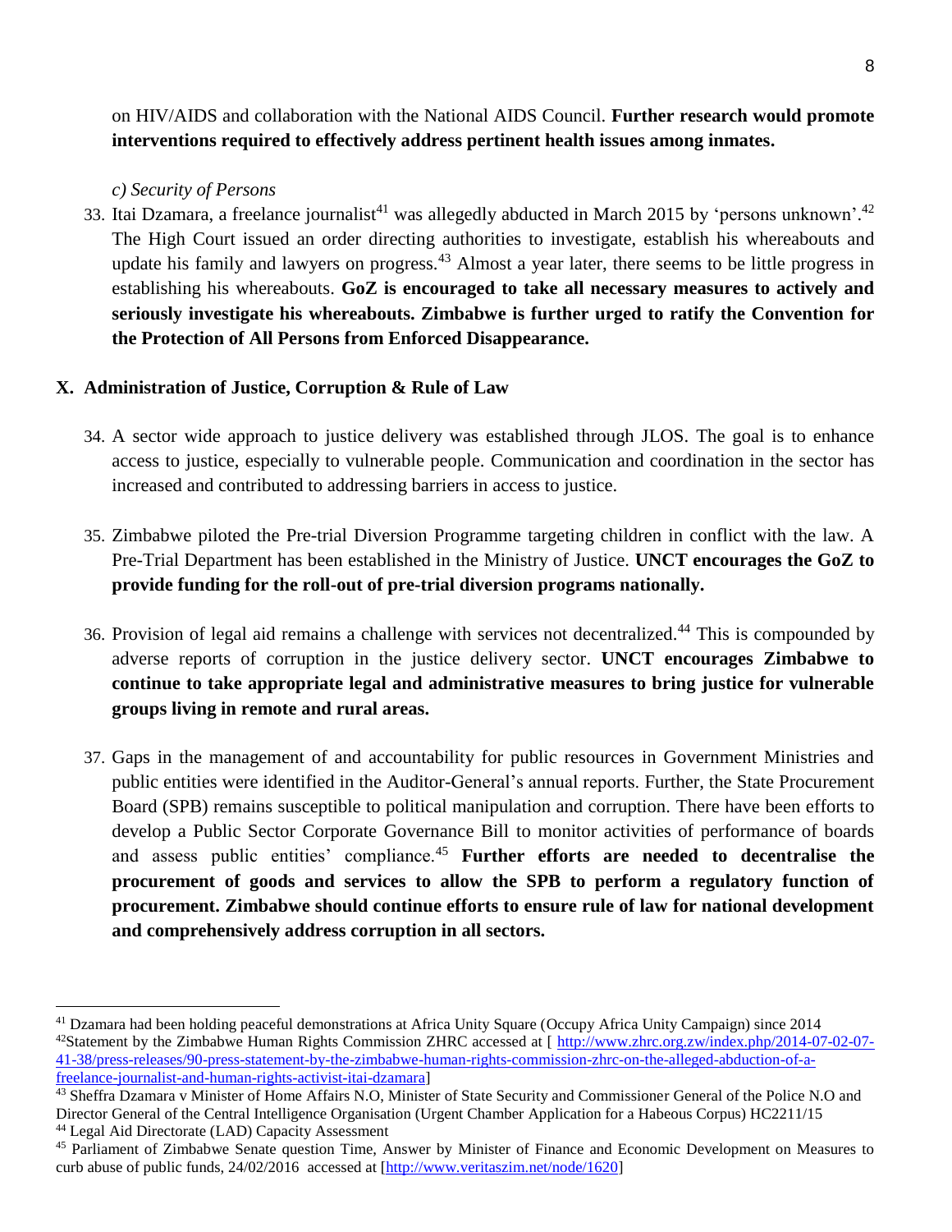on HIV/AIDS and collaboration with the National AIDS Council. **Further research would promote interventions required to effectively address pertinent health issues among inmates.**

*c) Security of Persons*

33. Itai Dzamara, a freelance journalist[41] was allegedly abducted in March 2015 by 'persons unknown'.[42] The High Court issued an order directing authorities to investigate, establish his whereabouts and update his family and lawyers on progress.[43] Almost a year later, there seems to be little progress in establishing his whereabouts. **GoZ is encouraged to take all necessary measures to actively and seriously investigate his whereabouts. Zimbabwe is further urged to ratify the Convention for the Protection of All Persons from Enforced Disappearance.**

## X. Administration of Justice, Corruption & Rule of Law

34. A sector wide approach to justice delivery was established through JLOS. The goal is to enhance access to justice, especially to vulnerable people. Communication and coordination in the sector has increased and contributed to addressing barriers in access to justice.

35. Zimbabwe piloted the Pre-trial Diversion Programme targeting children in conflict with the law. A Pre-Trial Department has been established in the Ministry of Justice. **UNCT encourages the GoZ to provide funding for the roll-out of pre-trial diversion programs nationally.**

36. Provision of legal aid remains a challenge with services not decentralized.[44] This is compounded by adverse reports of corruption in the justice delivery sector. **UNCT encourages Zimbabwe to continue to take appropriate legal and administrative measures to bring justice for vulnerable groups living in remote and rural areas.**

37. Gaps in the management of and accountability for public resources in Government Ministries and public entities were identified in the Auditor-General's annual reports. Further, the State Procurement Board (SPB) remains susceptible to political manipulation and corruption. There have been efforts to develop a Public Sector Corporate Governance Bill to monitor activities of performance of boards and assess public entities' compliance.[45] **Further efforts are needed to decentralise the procurement of goods and services to allow the SPB to perform a regulatory function of procurement. Zimbabwe should continue efforts to ensure rule of law for national development and comprehensively address corruption in all sectors.**

---

[41] Dzamara had been holding peaceful demonstrations at Africa Unity Square (Occupy Africa Unity Campaign) since 2014

[42] Statement by the Zimbabwe Human Rights Commission ZHRC accessed at [ http://www.zhrc.org.zw/index.php/2014-07-02-07-41-38/press-releases/90-press-statement-by-the-zimbabwe-human-rights-commission-zhrc-on-the-alleged-abduction-of-a-freelance-journalist-and-human-rights-activist-itai-dzamara]

[43] Sheffra Dzamara v Minister of Home Affairs N.O, Minister of State Security and Commissioner General of the Police N.O and Director General of the Central Intelligence Organisation (Urgent Chamber Application for a Habeous Corpus) HC2211/15

[44] Legal Aid Directorate (LAD) Capacity Assessment

[45] Parliament of Zimbabwe Senate question Time, Answer by Minister of Finance and Economic Development on Measures to curb abuse of public funds, 24/02/2016 accessed at [http://www.veritaszim.net/node/1620]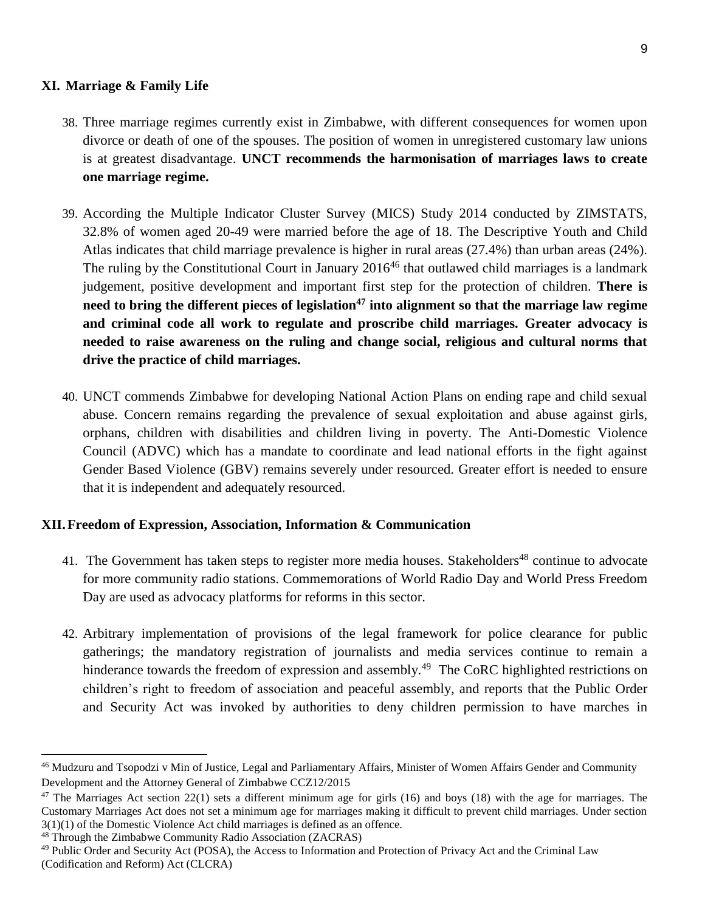## XI. Marriage & Family Life

38. Three marriage regimes currently exist in Zimbabwe, with different consequences for women upon divorce or death of one of the spouses. The position of women in unregistered customary law unions is at greatest disadvantage. **UNCT recommends the harmonisation of marriages laws to create one marriage regime.**

39. According the Multiple Indicator Cluster Survey (MICS) Study 2014 conducted by ZIMSTATS, 32.8% of women aged 20-49 were married before the age of 18. The Descriptive Youth and Child Atlas indicates that child marriage prevalence is higher in rural areas (27.4%) than urban areas (24%). The ruling by the Constitutional Court in January 2016[46] that outlawed child marriages is a landmark judgement, positive development and important first step for the protection of children. **There is need to bring the different pieces of legislation[47] into alignment so that the marriage law regime and criminal code all work to regulate and proscribe child marriages. Greater advocacy is needed to raise awareness on the ruling and change social, religious and cultural norms that drive the practice of child marriages.**

40. UNCT commends Zimbabwe for developing National Action Plans on ending rape and child sexual abuse. Concern remains regarding the prevalence of sexual exploitation and abuse against girls, orphans, children with disabilities and children living in poverty. The Anti-Domestic Violence Council (ADVC) which has a mandate to coordinate and lead national efforts in the fight against Gender Based Violence (GBV) remains severely under resourced. Greater effort is needed to ensure that it is independent and adequately resourced.

## XII. Freedom of Expression, Association, Information & Communication

41. The Government has taken steps to register more media houses. Stakeholders[48] continue to advocate for more community radio stations. Commemorations of World Radio Day and World Press Freedom Day are used as advocacy platforms for reforms in this sector.

42. Arbitrary implementation of provisions of the legal framework for police clearance for public gatherings; the mandatory registration of journalists and media services continue to remain a hinderance towards the freedom of expression and assembly.[49] The CoRC highlighted restrictions on children's right to freedom of association and peaceful assembly, and reports that the Public Order and Security Act was invoked by authorities to deny children permission to have marches in

---

[46] Mudzuru and Tsopodzi v Min of Justice, Legal and Parliamentary Affairs, Minister of Women Affairs Gender and Community Development and the Attorney General of Zimbabwe CCZ12/2015

[47] The Marriages Act section 22(1) sets a different minimum age for girls (16) and boys (18) with the age for marriages. The Customary Marriages Act does not set a minimum age for marriages making it difficult to prevent child marriages. Under section 3(1)(1) of the Domestic Violence Act child marriages is defined as an offence.

[48] Through the Zimbabwe Community Radio Association (ZACRAS)

[49] Public Order and Security Act (POSA), the Access to Information and Protection of Privacy Act and the Criminal Law (Codification and Reform) Act (CLCRA)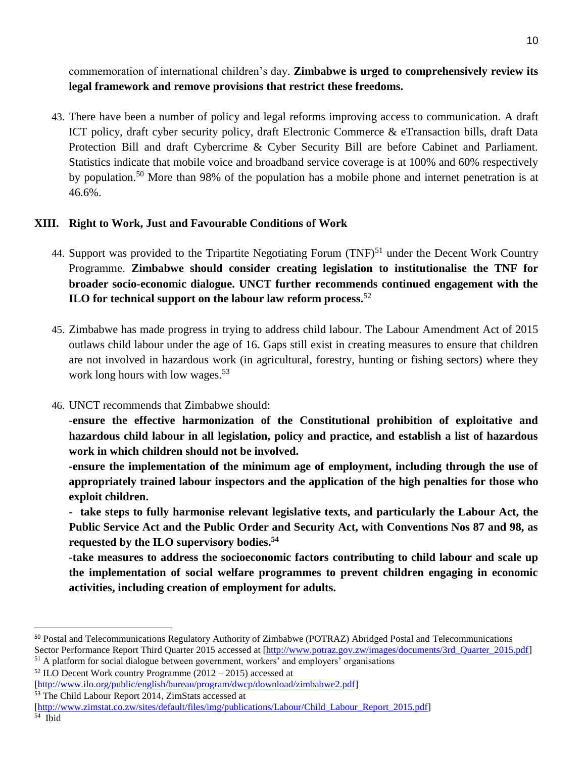commemoration of international children's day. **Zimbabwe is urged to comprehensively review its legal framework and remove provisions that restrict these freedoms.**

43. There have been a number of policy and legal reforms improving access to communication. A draft ICT policy, draft cyber security policy, draft Electronic Commerce & eTransaction bills, draft Data Protection Bill and draft Cybercrime & Cyber Security Bill are before Cabinet and Parliament. Statistics indicate that mobile voice and broadband service coverage is at 100% and 60% respectively by population.[50] More than 98% of the population has a mobile phone and internet penetration is at 46.6%.

## XIII. Right to Work, Just and Favourable Conditions of Work

44. Support was provided to the Tripartite Negotiating Forum (TNF)[51] under the Decent Work Country Programme. **Zimbabwe should consider creating legislation to institutionalise the TNF for broader socio-economic dialogue. UNCT further recommends continued engagement with the ILO for technical support on the labour law reform process.**[52]

45. Zimbabwe has made progress in trying to address child labour. The Labour Amendment Act of 2015 outlaws child labour under the age of 16. Gaps still exist in creating measures to ensure that children are not involved in hazardous work (in agricultural, forestry, hunting or fishing sectors) where they work long hours with low wages.[53]

46. UNCT recommends that Zimbabwe should:
    -**ensure the effective harmonization of the Constitutional prohibition of exploitative and hazardous child labour in all legislation, policy and practice, and establish a list of hazardous work in which children should not be involved.**
    **-ensure the implementation of the minimum age of employment, including through the use of appropriately trained labour inspectors and the application of the high penalties for those who exploit children.**
    **- take steps to fully harmonise relevant legislative texts, and particularly the Labour Act, the Public Service Act and the Public Order and Security Act, with Conventions Nos 87 and 98, as requested by the ILO supervisory bodies.**[54]
    **-take measures to address the socioeconomic factors contributing to child labour and scale up the implementation of social welfare programmes to prevent children engaging in economic activities, including creation of employment for adults.**

---

[50] Postal and Telecommunications Regulatory Authority of Zimbabwe (POTRAZ) Abridged Postal and Telecommunications Sector Performance Report Third Quarter 2015 accessed at [http://www.potraz.gov.zw/images/documents/3rd_Quarter_2015.pdf]

[51] A platform for social dialogue between government, workers' and employers' organisations

[52] ILO Decent Work country Programme (2012 – 2015) accessed at [http://www.ilo.org/public/english/bureau/program/dwcp/download/zimbabwe2.pdf]

[53] The Child Labour Report 2014, ZimStats accessed at [http://www.zimstat.co.zw/sites/default/files/img/publications/Labour/Child_Labour_Report_2015.pdf]

[54] Ibid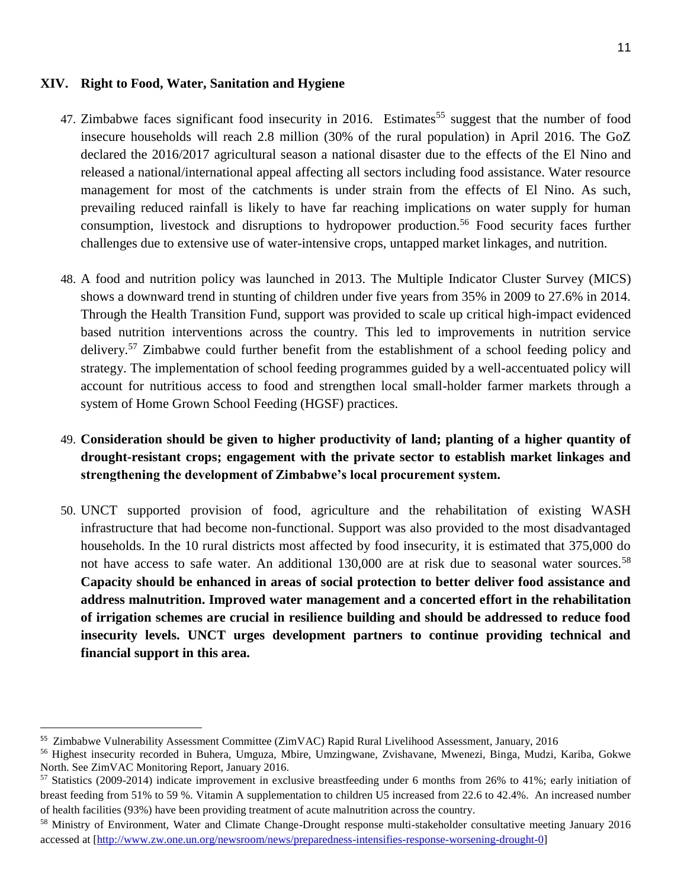## XIV. Right to Food, Water, Sanitation and Hygiene

47. Zimbabwe faces significant food insecurity in 2016. Estimates[55] suggest that the number of food insecure households will reach 2.8 million (30% of the rural population) in April 2016. The GoZ declared the 2016/2017 agricultural season a national disaster due to the effects of the El Nino and released a national/international appeal affecting all sectors including food assistance. Water resource management for most of the catchments is under strain from the effects of El Nino. As such, prevailing reduced rainfall is likely to have far reaching implications on water supply for human consumption, livestock and disruptions to hydropower production.[56] Food security faces further challenges due to extensive use of water-intensive crops, untapped market linkages, and nutrition.

48. A food and nutrition policy was launched in 2013. The Multiple Indicator Cluster Survey (MICS) shows a downward trend in stunting of children under five years from 35% in 2009 to 27.6% in 2014. Through the Health Transition Fund, support was provided to scale up critical high-impact evidenced based nutrition interventions across the country. This led to improvements in nutrition service delivery.[57] Zimbabwe could further benefit from the establishment of a school feeding policy and strategy. The implementation of school feeding programmes guided by a well-accentuated policy will account for nutritious access to food and strengthen local small-holder farmer markets through a system of Home Grown School Feeding (HGSF) practices.

49. **Consideration should be given to higher productivity of land; planting of a higher quantity of drought-resistant crops; engagement with the private sector to establish market linkages and strengthening the development of Zimbabwe's local procurement system.**

50. UNCT supported provision of food, agriculture and the rehabilitation of existing WASH infrastructure that had become non-functional. Support was also provided to the most disadvantaged households. In the 10 rural districts most affected by food insecurity, it is estimated that 375,000 do not have access to safe water. An additional 130,000 are at risk due to seasonal water sources.[58] **Capacity should be enhanced in areas of social protection to better deliver food assistance and address malnutrition. Improved water management and a concerted effort in the rehabilitation of irrigation schemes are crucial in resilience building and should be addressed to reduce food insecurity levels. UNCT urges development partners to continue providing technical and financial support in this area.**

---

[55] Zimbabwe Vulnerability Assessment Committee (ZimVAC) Rapid Rural Livelihood Assessment, January, 2016

[56] Highest insecurity recorded in Buhera, Umguza, Mbire, Umzingwane, Zvishavane, Mwenezi, Binga, Mudzi, Kariba, Gokwe North. See ZimVAC Monitoring Report, January 2016.

[57] Statistics (2009-2014) indicate improvement in exclusive breastfeeding under 6 months from 26% to 41%; early initiation of breast feeding from 51% to 59 %. Vitamin A supplementation to children U5 increased from 22.6 to 42.4%. An increased number of health facilities (93%) have been providing treatment of acute malnutrition across the country.

[58] Ministry of Environment, Water and Climate Change-Drought response multi-stakeholder consultative meeting January 2016 accessed at [http://www.zw.one.un.org/newsroom/news/preparedness-intensifies-response-worsening-drought-0]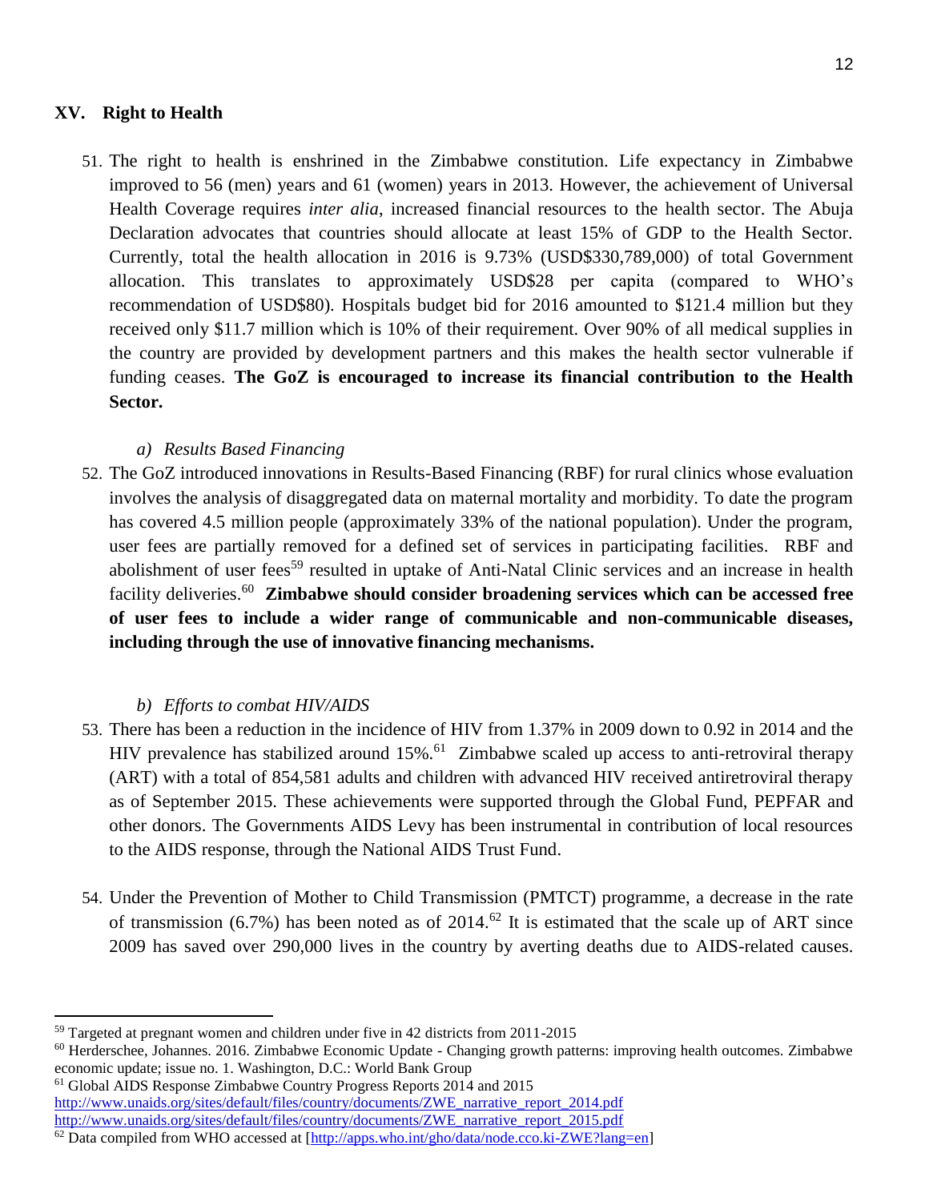## XV. Right to Health

51. The right to health is enshrined in the Zimbabwe constitution. Life expectancy in Zimbabwe improved to 56 (men) years and 61 (women) years in 2013. However, the achievement of Universal Health Coverage requires *inter alia*, increased financial resources to the health sector. The Abuja Declaration advocates that countries should allocate at least 15% of GDP to the Health Sector. Currently, total the health allocation in 2016 is 9.73% (USD$330,789,000) of total Government allocation. This translates to approximately USD$28 per capita (compared to WHO's recommendation of USD$80). Hospitals budget bid for 2016 amounted to $121.4 million but they received only $11.7 million which is 10% of their requirement. Over 90% of all medical supplies in the country are provided by development partners and this makes the health sector vulnerable if funding ceases. **The GoZ is encouraged to increase its financial contribution to the Health Sector.**

### *a) Results Based Financing*

52. The GoZ introduced innovations in Results-Based Financing (RBF) for rural clinics whose evaluation involves the analysis of disaggregated data on maternal mortality and morbidity. To date the program has covered 4.5 million people (approximately 33% of the national population). Under the program, user fees are partially removed for a defined set of services in participating facilities. RBF and abolishment of user fees[59] resulted in uptake of Anti-Natal Clinic services and an increase in health facility deliveries.[60] **Zimbabwe should consider broadening services which can be accessed free of user fees to include a wider range of communicable and non-communicable diseases, including through the use of innovative financing mechanisms.**

### *b) Efforts to combat HIV/AIDS*

53. There has been a reduction in the incidence of HIV from 1.37% in 2009 down to 0.92 in 2014 and the HIV prevalence has stabilized around 15%.[61] Zimbabwe scaled up access to anti-retroviral therapy (ART) with a total of 854,581 adults and children with advanced HIV received antiretroviral therapy as of September 2015. These achievements were supported through the Global Fund, PEPFAR and other donors. The Governments AIDS Levy has been instrumental in contribution of local resources to the AIDS response, through the National AIDS Trust Fund.

54. Under the Prevention of Mother to Child Transmission (PMTCT) programme, a decrease in the rate of transmission (6.7%) has been noted as of 2014.[62] It is estimated that the scale up of ART since 2009 has saved over 290,000 lives in the country by averting deaths due to AIDS-related causes.

---

[59] Targeted at pregnant women and children under five in 42 districts from 2011-2015

[60] Herderschee, Johannes. 2016. Zimbabwe Economic Update - Changing growth patterns: improving health outcomes. Zimbabwe economic update; issue no. 1. Washington, D.C.: World Bank Group

[61] Global AIDS Response Zimbabwe Country Progress Reports 2014 and 2015
http://www.unaids.org/sites/default/files/country/documents/ZWE_narrative_report_2014.pdf
http://www.unaids.org/sites/default/files/country/documents/ZWE_narrative_report_2015.pdf

[62] Data compiled from WHO accessed at [http://apps.who.int/gho/data/node.cco.ki-ZWE?lang=en]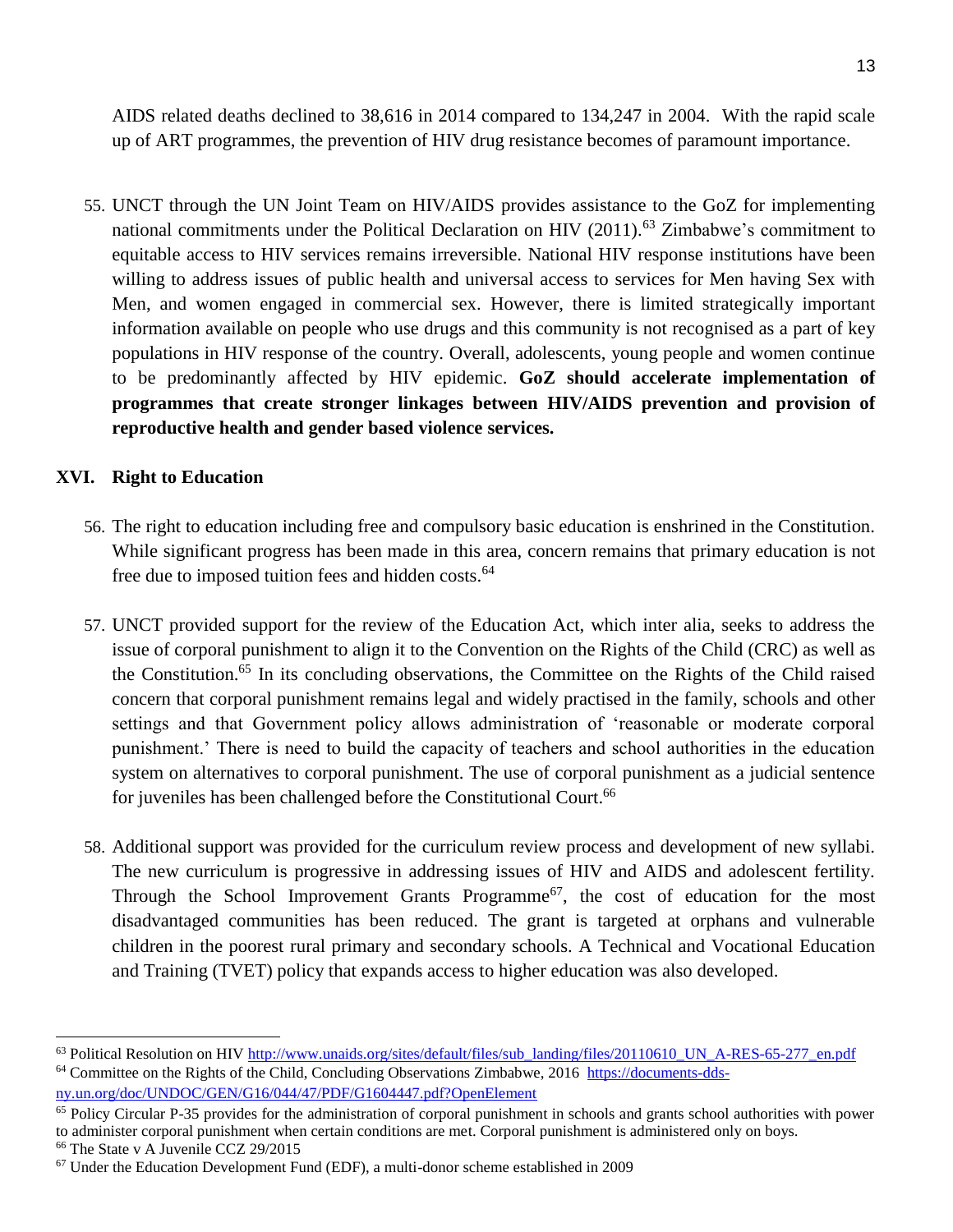AIDS related deaths declined to 38,616 in 2014 compared to 134,247 in 2004. With the rapid scale up of ART programmes, the prevention of HIV drug resistance becomes of paramount importance.

55. UNCT through the UN Joint Team on HIV/AIDS provides assistance to the GoZ for implementing national commitments under the Political Declaration on HIV (2011).[63] Zimbabwe's commitment to equitable access to HIV services remains irreversible. National HIV response institutions have been willing to address issues of public health and universal access to services for Men having Sex with Men, and women engaged in commercial sex. However, there is limited strategically important information available on people who use drugs and this community is not recognised as a part of key populations in HIV response of the country. Overall, adolescents, young people and women continue to be predominantly affected by HIV epidemic. **GoZ should accelerate implementation of programmes that create stronger linkages between HIV/AIDS prevention and provision of reproductive health and gender based violence services.**

## XVI. Right to Education

56. The right to education including free and compulsory basic education is enshrined in the Constitution. While significant progress has been made in this area, concern remains that primary education is not free due to imposed tuition fees and hidden costs.[64]

57. UNCT provided support for the review of the Education Act, which inter alia, seeks to address the issue of corporal punishment to align it to the Convention on the Rights of the Child (CRC) as well as the Constitution.[65] In its concluding observations, the Committee on the Rights of the Child raised concern that corporal punishment remains legal and widely practised in the family, schools and other settings and that Government policy allows administration of 'reasonable or moderate corporal punishment.' There is need to build the capacity of teachers and school authorities in the education system on alternatives to corporal punishment. The use of corporal punishment as a judicial sentence for juveniles has been challenged before the Constitutional Court.[66]

58. Additional support was provided for the curriculum review process and development of new syllabi. The new curriculum is progressive in addressing issues of HIV and AIDS and adolescent fertility. Through the School Improvement Grants Programme[67], the cost of education for the most disadvantaged communities has been reduced. The grant is targeted at orphans and vulnerable children in the poorest rural primary and secondary schools. A Technical and Vocational Education and Training (TVET) policy that expands access to higher education was also developed.

---

[63] Political Resolution on HIV http://www.unaids.org/sites/default/files/sub_landing/files/20110610_UN_A-RES-65-277_en.pdf

[64] Committee on the Rights of the Child, Concluding Observations Zimbabwe, 2016 https://documents-dds-ny.un.org/doc/UNDOC/GEN/G16/044/47/PDF/G1604447.pdf?OpenElement

[65] Policy Circular P-35 provides for the administration of corporal punishment in schools and grants school authorities with power to administer corporal punishment when certain conditions are met. Corporal punishment is administered only on boys.

[66] The State v A Juvenile CCZ 29/2015

[67] Under the Education Development Fund (EDF), a multi-donor scheme established in 2009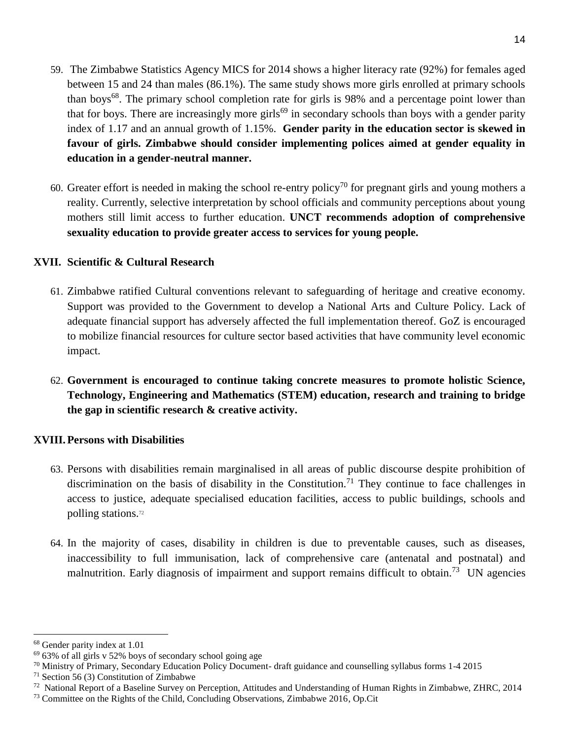59. The Zimbabwe Statistics Agency MICS for 2014 shows a higher literacy rate (92%) for females aged between 15 and 24 than males (86.1%). The same study shows more girls enrolled at primary schools than boys[68]. The primary school completion rate for girls is 98% and a percentage point lower than that for boys. There are increasingly more girls[69] in secondary schools than boys with a gender parity index of 1.17 and an annual growth of 1.15%. **Gender parity in the education sector is skewed in favour of girls. Zimbabwe should consider implementing polices aimed at gender equality in education in a gender-neutral manner.**

60. Greater effort is needed in making the school re-entry policy[70] for pregnant girls and young mothers a reality. Currently, selective interpretation by school officials and community perceptions about young mothers still limit access to further education. **UNCT recommends adoption of comprehensive sexuality education to provide greater access to services for young people.**

## XVII. Scientific & Cultural Research

61. Zimbabwe ratified Cultural conventions relevant to safeguarding of heritage and creative economy. Support was provided to the Government to develop a National Arts and Culture Policy. Lack of adequate financial support has adversely affected the full implementation thereof. GoZ is encouraged to mobilize financial resources for culture sector based activities that have community level economic impact.

62. **Government is encouraged to continue taking concrete measures to promote holistic Science, Technology, Engineering and Mathematics (STEM) education, research and training to bridge the gap in scientific research & creative activity.**

## XVIII. Persons with Disabilities

63. Persons with disabilities remain marginalised in all areas of public discourse despite prohibition of discrimination on the basis of disability in the Constitution.[71] They continue to face challenges in access to justice, adequate specialised education facilities, access to public buildings, schools and polling stations.[72]

64. In the majority of cases, disability in children is due to preventable causes, such as diseases, inaccessibility to full immunisation, lack of comprehensive care (antenatal and postnatal) and malnutrition. Early diagnosis of impairment and support remains difficult to obtain.[73] UN agencies

---

[68] Gender parity index at 1.01

[69] 63% of all girls v 52% boys of secondary school going age

[70] Ministry of Primary, Secondary Education Policy Document- draft guidance and counselling syllabus forms 1-4 2015

[71] Section 56 (3) Constitution of Zimbabwe

[72] National Report of a Baseline Survey on Perception, Attitudes and Understanding of Human Rights in Zimbabwe, ZHRC, 2014

[73] Committee on the Rights of the Child, Concluding Observations, Zimbabwe 2016, Op.Cit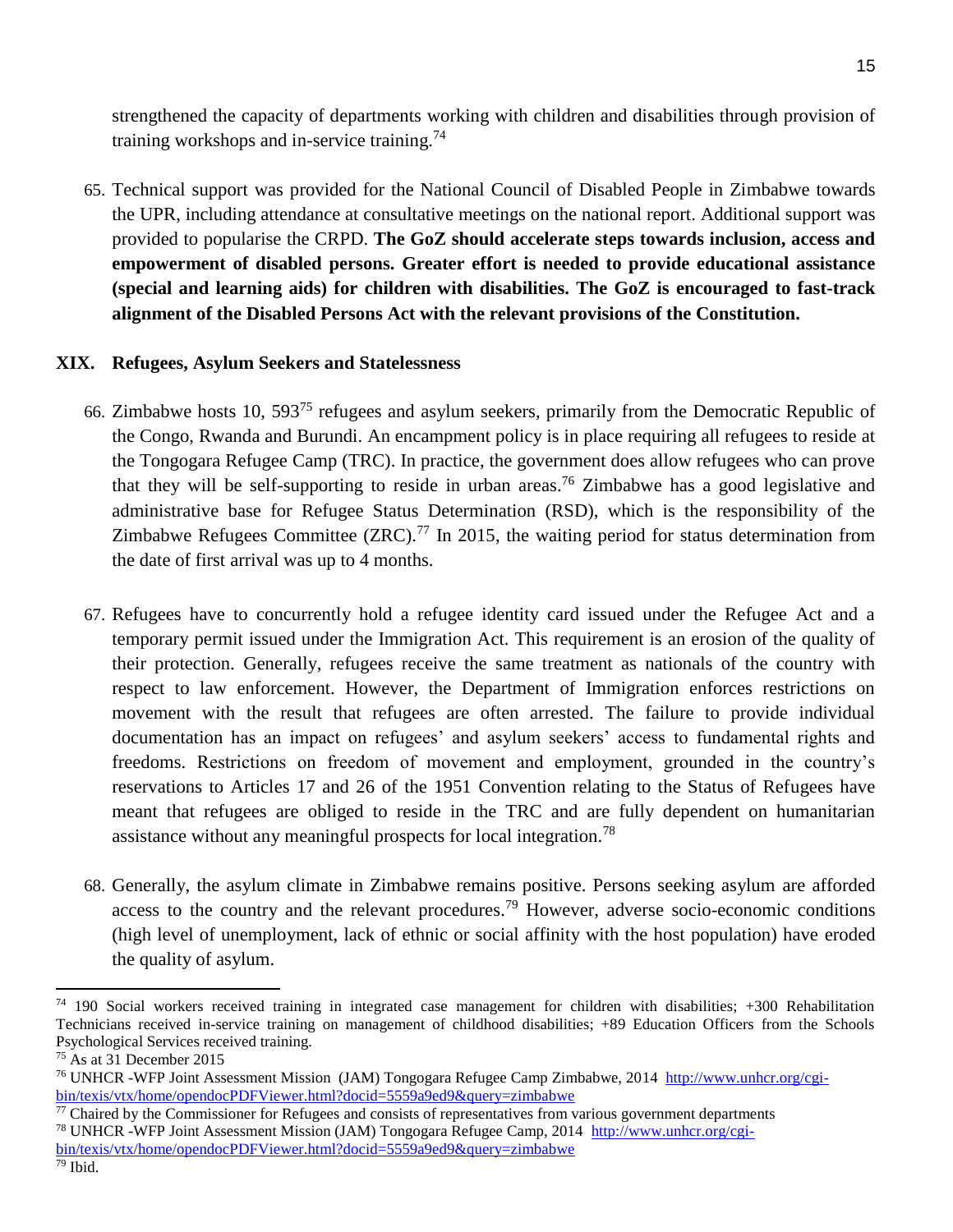strengthened the capacity of departments working with children and disabilities through provision of training workshops and in-service training.[74]

65. Technical support was provided for the National Council of Disabled People in Zimbabwe towards the UPR, including attendance at consultative meetings on the national report. Additional support was provided to popularise the CRPD. **The GoZ should accelerate steps towards inclusion, access and empowerment of disabled persons. Greater effort is needed to provide educational assistance (special and learning aids) for children with disabilities. The GoZ is encouraged to fast-track alignment of the Disabled Persons Act with the relevant provisions of the Constitution.**

## XIX. Refugees, Asylum Seekers and Statelessness

66. Zimbabwe hosts 10, 593[75] refugees and asylum seekers, primarily from the Democratic Republic of the Congo, Rwanda and Burundi. An encampment policy is in place requiring all refugees to reside at the Tongogara Refugee Camp (TRC). In practice, the government does allow refugees who can prove that they will be self-supporting to reside in urban areas.[76] Zimbabwe has a good legislative and administrative base for Refugee Status Determination (RSD), which is the responsibility of the Zimbabwe Refugees Committee (ZRC).[77] In 2015, the waiting period for status determination from the date of first arrival was up to 4 months.

67. Refugees have to concurrently hold a refugee identity card issued under the Refugee Act and a temporary permit issued under the Immigration Act. This requirement is an erosion of the quality of their protection. Generally, refugees receive the same treatment as nationals of the country with respect to law enforcement. However, the Department of Immigration enforces restrictions on movement with the result that refugees are often arrested. The failure to provide individual documentation has an impact on refugees' and asylum seekers' access to fundamental rights and freedoms. Restrictions on freedom of movement and employment, grounded in the country's reservations to Articles 17 and 26 of the 1951 Convention relating to the Status of Refugees have meant that refugees are obliged to reside in the TRC and are fully dependent on humanitarian assistance without any meaningful prospects for local integration.[78]

68. Generally, the asylum climate in Zimbabwe remains positive. Persons seeking asylum are afforded access to the country and the relevant procedures.[79] However, adverse socio-economic conditions (high level of unemployment, lack of ethnic or social affinity with the host population) have eroded the quality of asylum.

---

[74] 190 Social workers received training in integrated case management for children with disabilities; +300 Rehabilitation Technicians received in-service training on management of childhood disabilities; +89 Education Officers from the Schools Psychological Services received training.

[75] As at 31 December 2015

[76] UNHCR -WFP Joint Assessment Mission (JAM) Tongogara Refugee Camp Zimbabwe, 2014 http://www.unhcr.org/cgi-bin/texis/vtx/home/opendocPDFViewer.html?docid=5559a9ed9&query=zimbabwe

[77] Chaired by the Commissioner for Refugees and consists of representatives from various government departments

[78] UNHCR -WFP Joint Assessment Mission (JAM) Tongogara Refugee Camp, 2014 http://www.unhcr.org/cgi-bin/texis/vtx/home/opendocPDFViewer.html?docid=5559a9ed9&query=zimbabwe

[79] Ibid.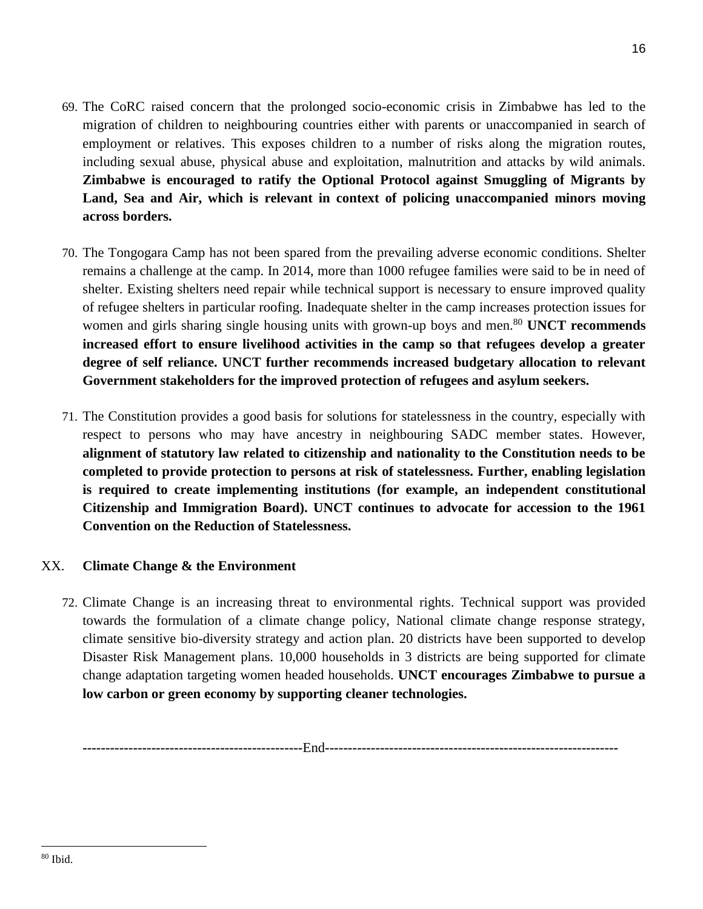69. The CoRC raised concern that the prolonged socio-economic crisis in Zimbabwe has led to the migration of children to neighbouring countries either with parents or unaccompanied in search of employment or relatives. This exposes children to a number of risks along the migration routes, including sexual abuse, physical abuse and exploitation, malnutrition and attacks by wild animals. **Zimbabwe is encouraged to ratify the Optional Protocol against Smuggling of Migrants by Land, Sea and Air, which is relevant in context of policing unaccompanied minors moving across borders.**

70. The Tongogara Camp has not been spared from the prevailing adverse economic conditions. Shelter remains a challenge at the camp. In 2014, more than 1000 refugee families were said to be in need of shelter. Existing shelters need repair while technical support is necessary to ensure improved quality of refugee shelters in particular roofing. Inadequate shelter in the camp increases protection issues for women and girls sharing single housing units with grown-up boys and men.[80] **UNCT recommends increased effort to ensure livelihood activities in the camp so that refugees develop a greater degree of self reliance. UNCT further recommends increased budgetary allocation to relevant Government stakeholders for the improved protection of refugees and asylum seekers.**

71. The Constitution provides a good basis for solutions for statelessness in the country, especially with respect to persons who may have ancestry in neighbouring SADC member states. However, **alignment of statutory law related to citizenship and nationality to the Constitution needs to be completed to provide protection to persons at risk of statelessness. Further, enabling legislation is required to create implementing institutions (for example, an independent constitutional Citizenship and Immigration Board). UNCT continues to advocate for accession to the 1961 Convention on the Reduction of Statelessness.**

## XX. Climate Change & the Environment

72. Climate Change is an increasing threat to environmental rights. Technical support was provided towards the formulation of a climate change policy, National climate change response strategy, climate sensitive bio-diversity strategy and action plan. 20 districts have been supported to develop Disaster Risk Management plans. 10,000 households in 3 districts are being supported for climate change adaptation targeting women headed households. **UNCT encourages Zimbabwe to pursue a low carbon or green economy by supporting cleaner technologies.**

-----------------------------------------------End----------------------------------------------------------------

[80] Ibid.